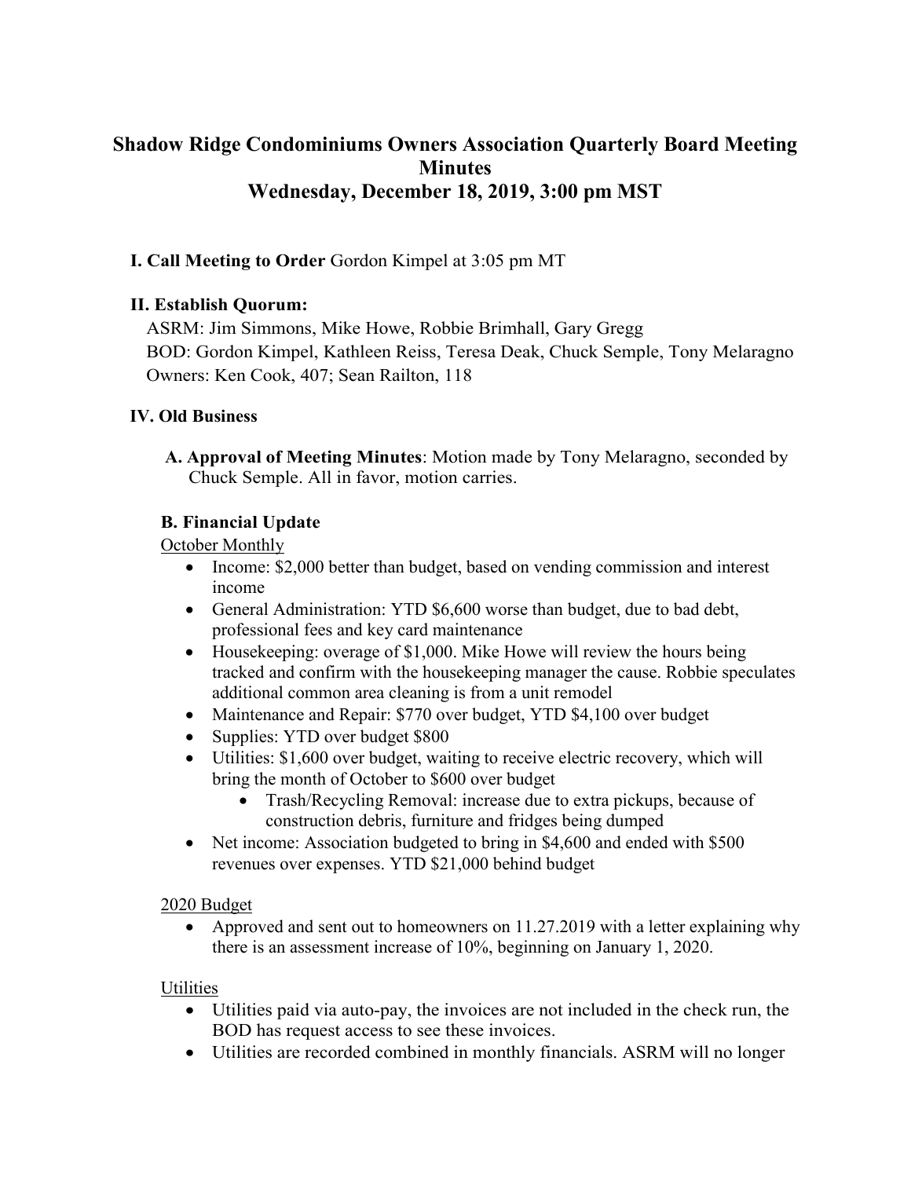# Shadow Ridge Condominiums Owners Association Quarterly Board Meeting Minutes
## Wednesday, December 18, 2019, 3:00 pm MST

**I. Call Meeting to Order** Gordon Kimpel at 3:05 pm MT

**II. Establish Quorum:**

ASRM: Jim Simmons, Mike Howe, Robbie Brimhall, Gary Gregg
BOD: Gordon Kimpel, Kathleen Reiss, Teresa Deak, Chuck Semple, Tony Melaragno
Owners: Ken Cook, 407; Sean Railton, 118

**IV. Old Business**

**A. Approval of Meeting Minutes**: Motion made by Tony Melaragno, seconded by Chuck Semple. All in favor, motion carries.

**B. Financial Update**

<u>October Monthly</u>

- Income: $2,000 better than budget, based on vending commission and interest income
- General Administration: YTD $6,600 worse than budget, due to bad debt, professional fees and key card maintenance
- Housekeeping: overage of $1,000. Mike Howe will review the hours being tracked and confirm with the housekeeping manager the cause. Robbie speculates additional common area cleaning is from a unit remodel
- Maintenance and Repair: $770 over budget, YTD $4,100 over budget
- Supplies: YTD over budget $800
- Utilities: $1,600 over budget, waiting to receive electric recovery, which will bring the month of October to $600 over budget
    - Trash/Recycling Removal: increase due to extra pickups, because of construction debris, furniture and fridges being dumped
- Net income: Association budgeted to bring in $4,600 and ended with $500 revenues over expenses. YTD $21,000 behind budget

<u>2020 Budget</u>

- Approved and sent out to homeowners on 11.27.2019 with a letter explaining why there is an assessment increase of 10%, beginning on January 1, 2020.

<u>Utilities</u>

- Utilities paid via auto-pay, the invoices are not included in the check run, the BOD has request access to see these invoices.
- Utilities are recorded combined in monthly financials. ASRM will no longer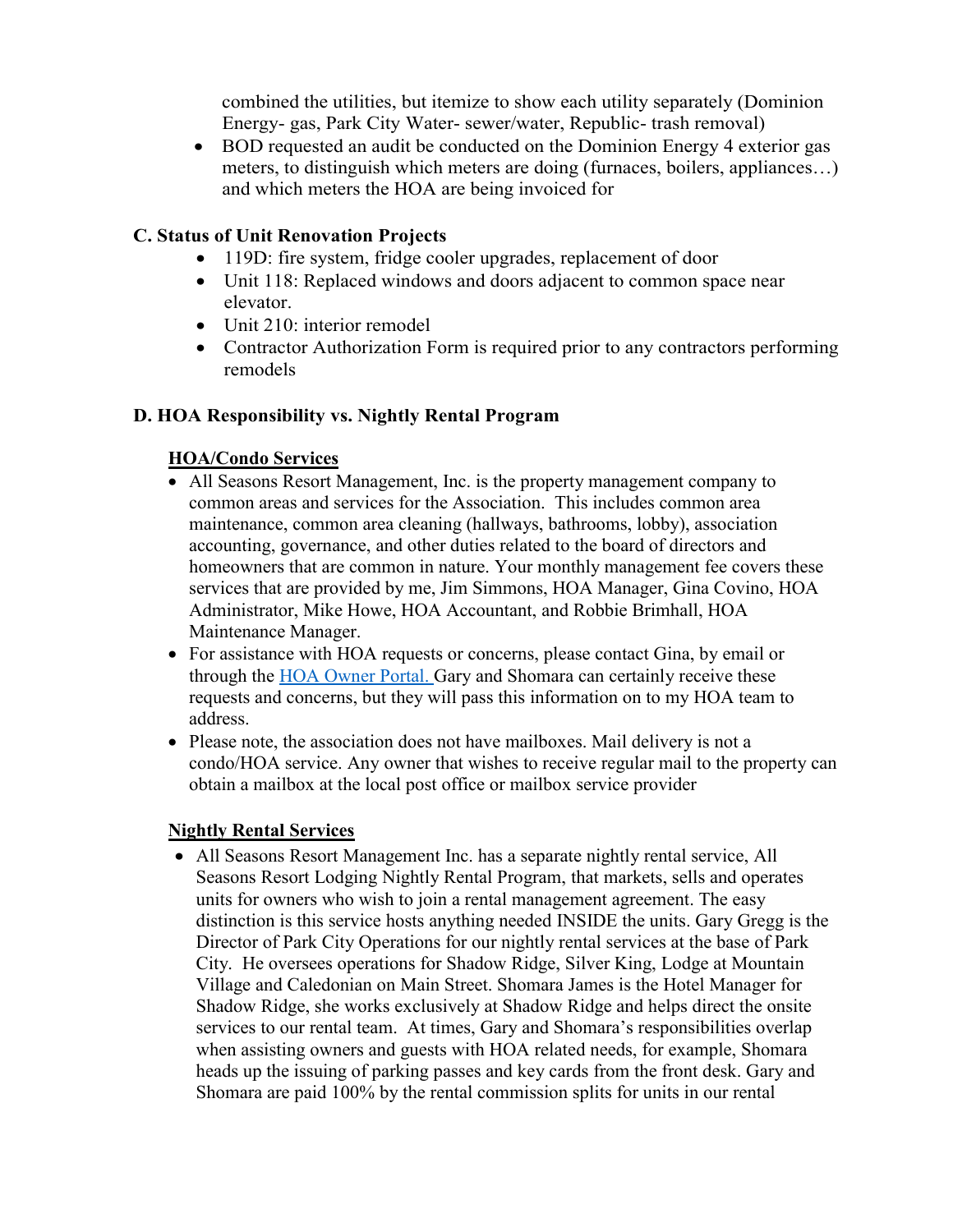combined the utilities, but itemize to show each utility separately (Dominion Energy- gas, Park City Water- sewer/water, Republic- trash removal)

- BOD requested an audit be conducted on the Dominion Energy 4 exterior gas meters, to distinguish which meters are doing (furnaces, boilers, appliances…) and which meters the HOA are being invoiced for

### C. Status of Unit Renovation Projects

- 119D: fire system, fridge cooler upgrades, replacement of door
- Unit 118: Replaced windows and doors adjacent to common space near elevator.
- Unit 210: interior remodel
- Contractor Authorization Form is required prior to any contractors performing remodels

### D. HOA Responsibility vs. Nightly Rental Program

**HOA/Condo Services**

- All Seasons Resort Management, Inc. is the property management company to common areas and services for the Association. This includes common area maintenance, common area cleaning (hallways, bathrooms, lobby), association accounting, governance, and other duties related to the board of directors and homeowners that are common in nature. Your monthly management fee covers these services that are provided by me, Jim Simmons, HOA Manager, Gina Covino, HOA Administrator, Mike Howe, HOA Accountant, and Robbie Brimhall, HOA Maintenance Manager.
- For assistance with HOA requests or concerns, please contact Gina, by email or through the HOA Owner Portal. Gary and Shomara can certainly receive these requests and concerns, but they will pass this information on to my HOA team to address.
- Please note, the association does not have mailboxes. Mail delivery is not a condo/HOA service. Any owner that wishes to receive regular mail to the property can obtain a mailbox at the local post office or mailbox service provider

**Nightly Rental Services**

- All Seasons Resort Management Inc. has a separate nightly rental service, All Seasons Resort Lodging Nightly Rental Program, that markets, sells and operates units for owners who wish to join a rental management agreement. The easy distinction is this service hosts anything needed INSIDE the units. Gary Gregg is the Director of Park City Operations for our nightly rental services at the base of Park City. He oversees operations for Shadow Ridge, Silver King, Lodge at Mountain Village and Caledonian on Main Street. Shomara James is the Hotel Manager for Shadow Ridge, she works exclusively at Shadow Ridge and helps direct the onsite services to our rental team. At times, Gary and Shomara's responsibilities overlap when assisting owners and guests with HOA related needs, for example, Shomara heads up the issuing of parking passes and key cards from the front desk. Gary and Shomara are paid 100% by the rental commission splits for units in our rental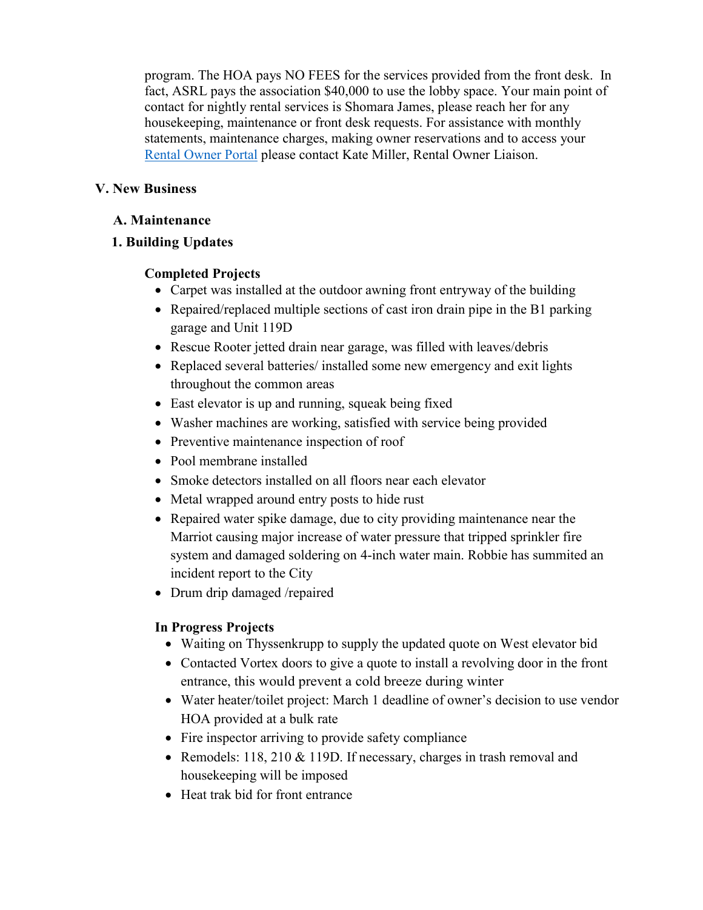program. The HOA pays NO FEES for the services provided from the front desk. In fact, ASRL pays the association $40,000 to use the lobby space. Your main point of contact for nightly rental services is Shomara James, please reach her for any housekeeping, maintenance or front desk requests. For assistance with monthly statements, maintenance charges, making owner reservations and to access your Rental Owner Portal please contact Kate Miller, Rental Owner Liaison.

## V. New Business

### A. Maintenance

### 1. Building Updates

**Completed Projects**

- Carpet was installed at the outdoor awning front entryway of the building
- Repaired/replaced multiple sections of cast iron drain pipe in the B1 parking garage and Unit 119D
- Rescue Rooter jetted drain near garage, was filled with leaves/debris
- Replaced several batteries/ installed some new emergency and exit lights throughout the common areas
- East elevator is up and running, squeak being fixed
- Washer machines are working, satisfied with service being provided
- Preventive maintenance inspection of roof
- Pool membrane installed
- Smoke detectors installed on all floors near each elevator
- Metal wrapped around entry posts to hide rust
- Repaired water spike damage, due to city providing maintenance near the Marriot causing major increase of water pressure that tripped sprinkler fire system and damaged soldering on 4-inch water main. Robbie has summited an incident report to the City
- Drum drip damaged /repaired

**In Progress Projects**

- Waiting on Thyssenkrupp to supply the updated quote on West elevator bid
- Contacted Vortex doors to give a quote to install a revolving door in the front entrance, this would prevent a cold breeze during winter
- Water heater/toilet project: March 1 deadline of owner's decision to use vendor HOA provided at a bulk rate
- Fire inspector arriving to provide safety compliance
- Remodels: 118, 210 & 119D. If necessary, charges in trash removal and housekeeping will be imposed
- Heat trak bid for front entrance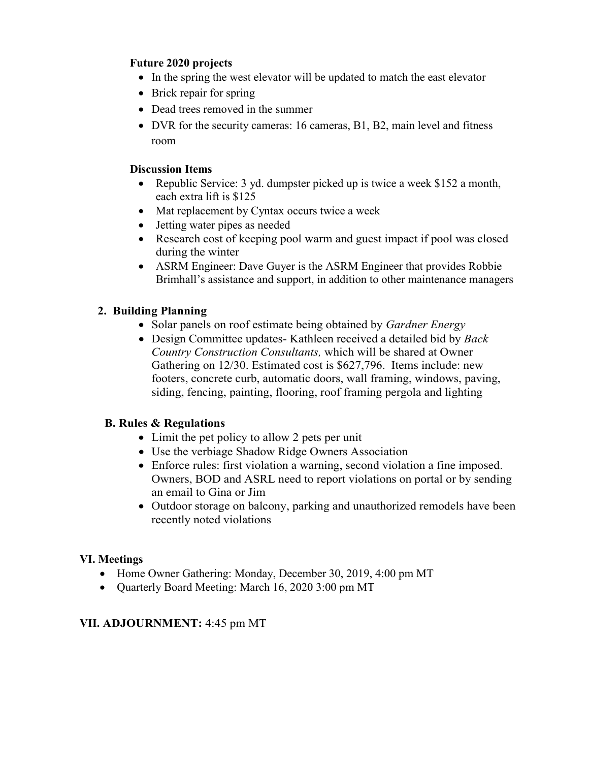**Future 2020 projects**

- In the spring the west elevator will be updated to match the east elevator
- Brick repair for spring
- Dead trees removed in the summer
- DVR for the security cameras: 16 cameras, B1, B2, main level and fitness room

**Discussion Items**

- Republic Service: 3 yd. dumpster picked up is twice a week $152 a month, each extra lift is $125
- Mat replacement by Cyntax occurs twice a week
- Jetting water pipes as needed
- Research cost of keeping pool warm and guest impact if pool was closed during the winter
- ASRM Engineer: Dave Guyer is the ASRM Engineer that provides Robbie Brimhall's assistance and support, in addition to other maintenance managers

**2. Building Planning**

- Solar panels on roof estimate being obtained by *Gardner Energy*
- Design Committee updates- Kathleen received a detailed bid by *Back Country Construction Consultants,* which will be shared at Owner Gathering on 12/30. Estimated cost is $627,796. Items include: new footers, concrete curb, automatic doors, wall framing, windows, paving, siding, fencing, painting, flooring, roof framing pergola and lighting

**B. Rules & Regulations**

- Limit the pet policy to allow 2 pets per unit
- Use the verbiage Shadow Ridge Owners Association
- Enforce rules: first violation a warning, second violation a fine imposed. Owners, BOD and ASRL need to report violations on portal or by sending an email to Gina or Jim
- Outdoor storage on balcony, parking and unauthorized remodels have been recently noted violations

## VI. Meetings

- Home Owner Gathering: Monday, December 30, 2019, 4:00 pm MT
- Quarterly Board Meeting: March 16, 2020 3:00 pm MT

## VII. ADJOURNMENT: 4:45 pm MT